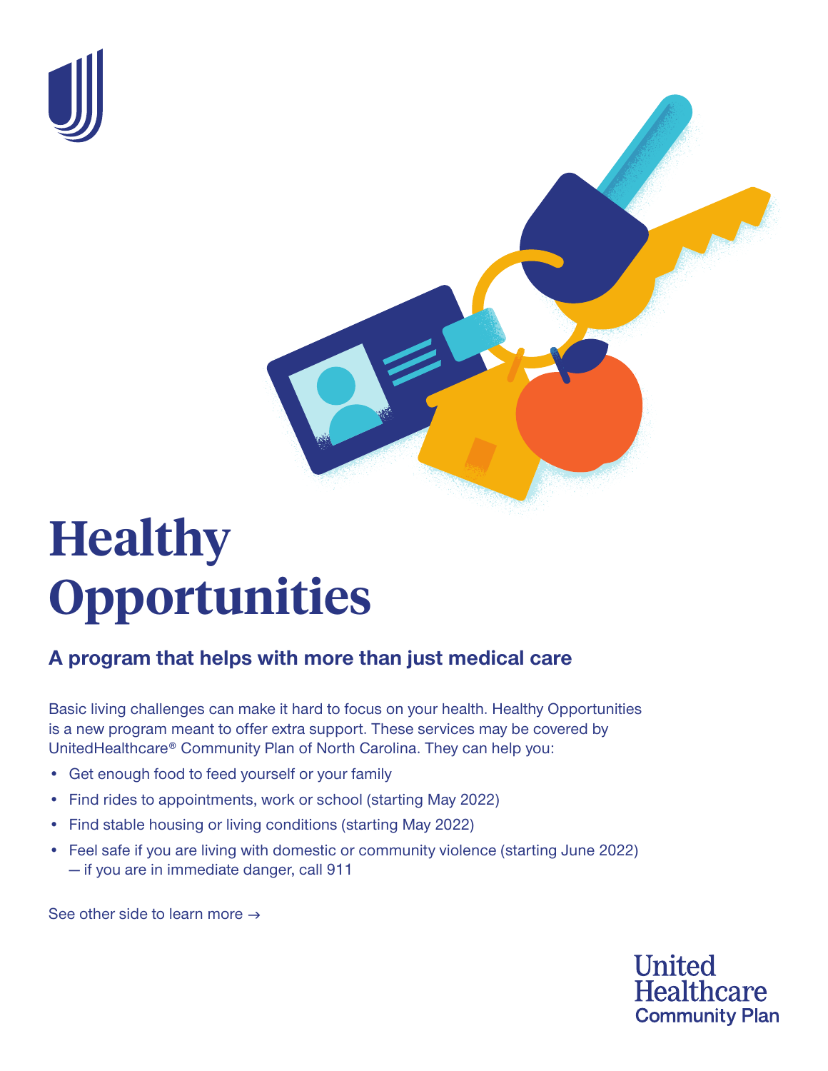# Healthy Opportunities

## A program that helps with more than just medical care

Basic living challenges can make it hard to focus on your health. Healthy Opportunities is a new program meant to offer extra support. These services may be covered by UnitedHealthcare® Community Plan of North Carolina. They can help you:

- Get enough food to feed yourself or your family
- Find rides to appointments, work or school (starting May 2022)
- Find stable housing or living conditions (starting May 2022)
- Feel safe if you are living with domestic or community violence (starting June 2022) — if you are in immediate danger, call 911

See other side to learn more →

United Healthcare Community Plan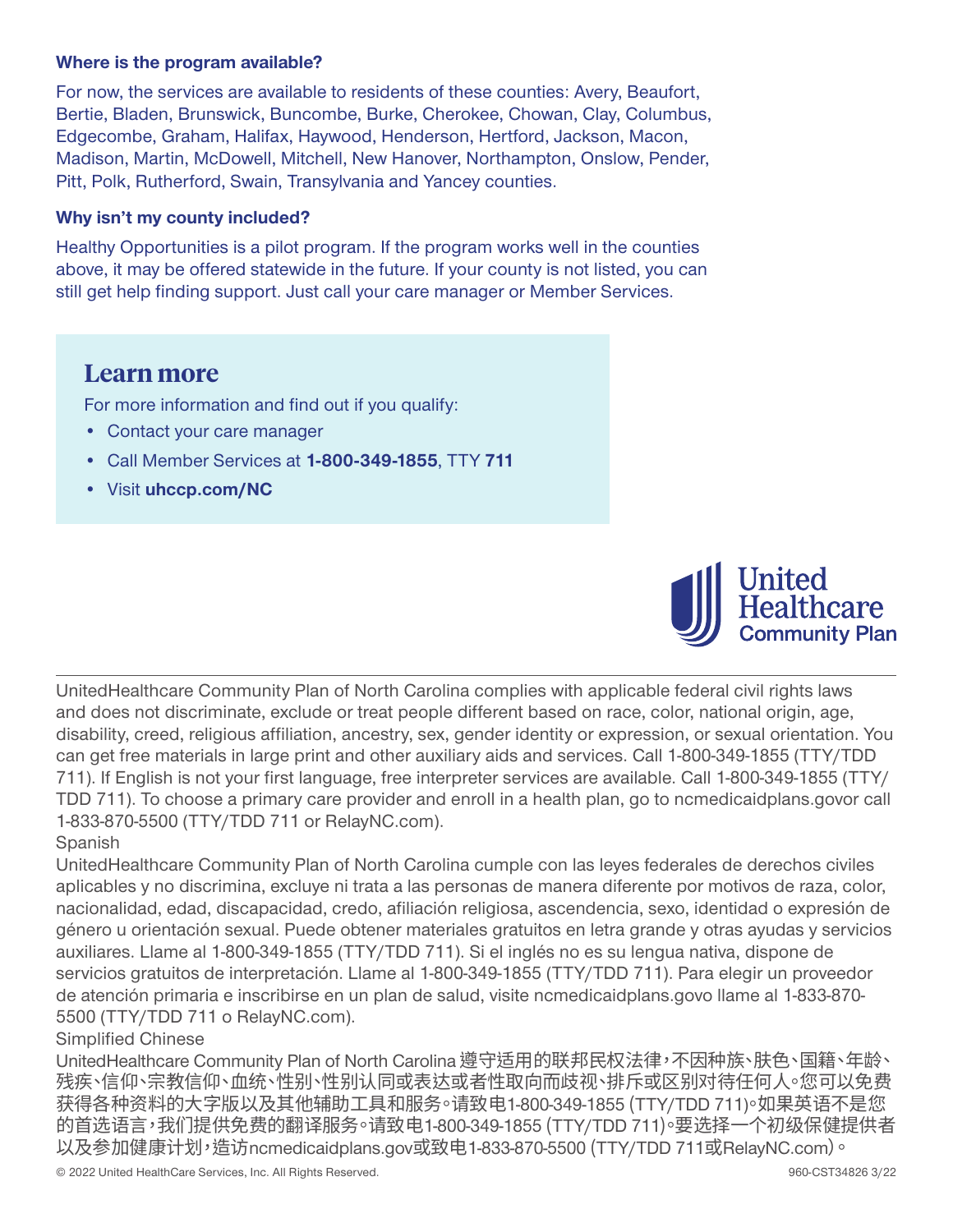### Where is the program available?

For now, the services are available to residents of these counties: Avery, Beaufort, Bertie, Bladen, Brunswick, Buncombe, Burke, Cherokee, Chowan, Clay, Columbus, Edgecombe, Graham, Halifax, Haywood, Henderson, Hertford, Jackson, Macon, Madison, Martin, McDowell, Mitchell, New Hanover, Northampton, Onslow, Pender, Pitt, Polk, Rutherford, Swain, Transylvania and Yancey counties.

### Why isn't my county included?

Healthy Opportunities is a pilot program. If the program works well in the counties above, it may be offered statewide in the future. If your county is not listed, you can still get help finding support. Just call your care manager or Member Services.

## Learn more

For more information and find out if you qualify:

- Contact your care manager
- Call Member Services at **1-800-349-1855**, TTY **711**
- Visit **uhccp.com/NC**

United Healthcare Community Plan

---

UnitedHealthcare Community Plan of North Carolina complies with applicable federal civil rights laws and does not discriminate, exclude or treat people different based on race, color, national origin, age, disability, creed, religious affiliation, ancestry, sex, gender identity or expression, or sexual orientation. You can get free materials in large print and other auxiliary aids and services. Call 1-800-349-1855 (TTY/TDD 711). If English is not your first language, free interpreter services are available. Call 1-800-349-1855 (TTY/TDD 711). To choose a primary care provider and enroll in a health plan, go to ncmedicaidplans.govor call 1-833-870-5500 (TTY/TDD 711 or RelayNC.com).

Spanish

UnitedHealthcare Community Plan of North Carolina cumple con las leyes federales de derechos civiles aplicables y no discrimina, excluye ni trata a las personas de manera diferente por motivos de raza, color, nacionalidad, edad, discapacidad, credo, afiliación religiosa, ascendencia, sexo, identidad o expresión de género u orientación sexual. Puede obtener materiales gratuitos en letra grande y otras ayudas y servicios auxiliares. Llame al 1-800-349-1855 (TTY/TDD 711). Si el inglés no es su lengua nativa, dispone de servicios gratuitos de interpretación. Llame al 1-800-349-1855 (TTY/TDD 711). Para elegir un proveedor de atención primaria e inscribirse en un plan de salud, visite ncmedicaidplans.govo llame al 1-833-870-5500 (TTY/TDD 711 o RelayNC.com).

Simplified Chinese

UnitedHealthcare Community Plan of North Carolina 遵守适用的联邦民权法律，不因种族、肤色、国籍、年龄、残疾、信仰、宗教信仰、血统、性别、性别认同或表达或者性取向而歧视、排斥或区别对待任何人。您可以免费获得各种资料的大字版以及其他辅助工具和服务。请致电1-800-349-1855 (TTY/TDD 711)。如果英语不是您的首选语言，我们提供免费的翻译服务。请致电1-800-349-1855 (TTY/TDD 711)。要选择一个初级保健提供者以及参加健康计划，造访ncmedicaidplans.gov或致电1-833-870-5500 (TTY/TDD 711或RelayNC.com)。

© 2022 United HealthCare Services, Inc. All Rights Reserved. 960-CST34826 3/22